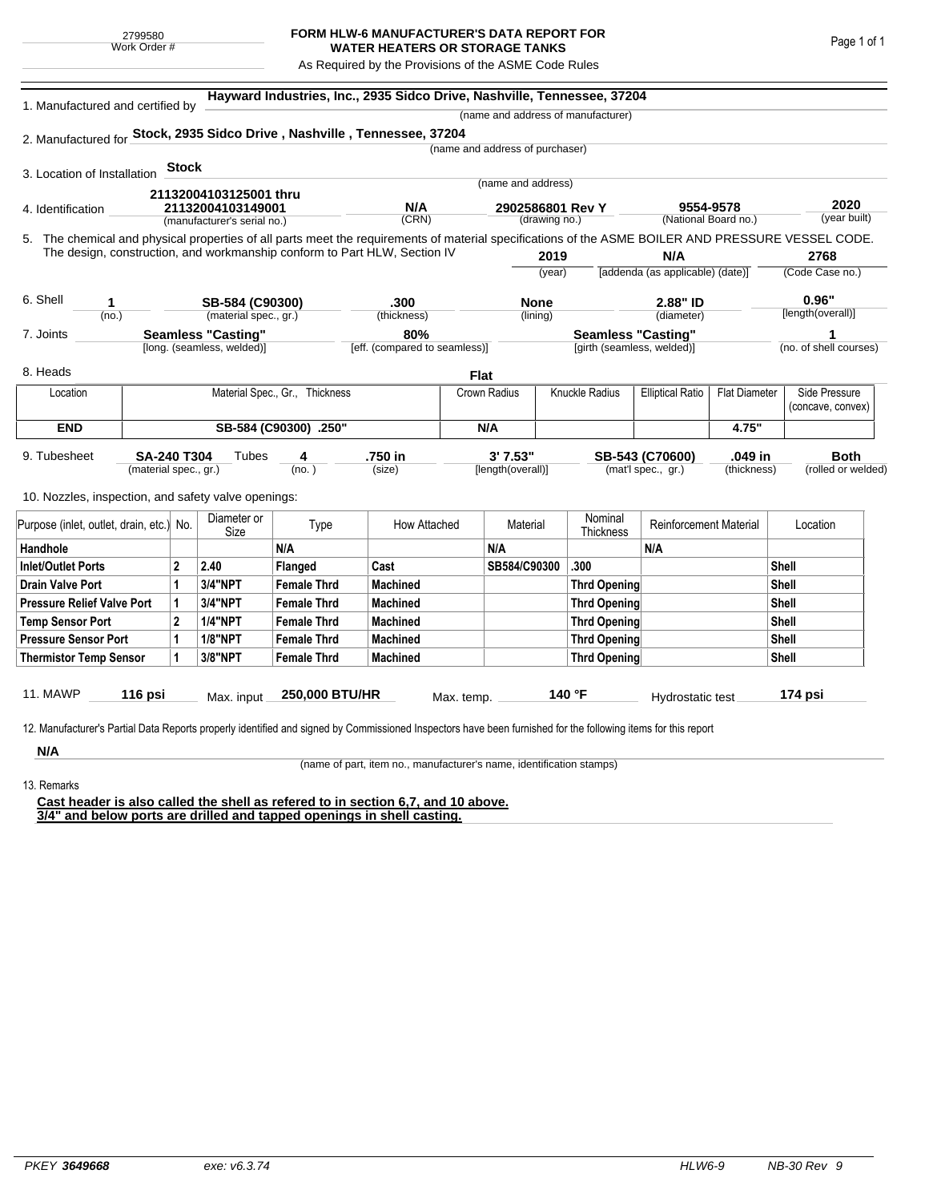2799580
Work Order #

# FORM HLW-6 MANUFACTURER'S DATA REPORT FOR WATER HEATERS OR STORAGE TANKS

As Required by the Provisions of the ASME Code Rules

1. Manufactured and certified by **Hayward Industries, Inc., 2935 Sidco Drive, Nashville, Tennessee, 37204**
(name and address of manufacturer)

2. Manufactured for **Stock, 2935 Sidco Drive , Nashville , Tennessee, 37204**
(name and address of purchaser)

3. Location of Installation **Stock**
(name and address)

4. Identification **21132004103125001 thru 21132004103149001** (manufacturer's serial no.) **N/A** (CRN) **2902586801 Rev Y** (drawing no.) **9554-9578** (National Board no.) **2020** (year built)

5. The chemical and physical properties of all parts meet the requirements of material specifications of the ASME BOILER AND PRESSURE VESSEL CODE. The design, construction, and workmanship conform to Part HLW, Section IV **2019** (year) **N/A** [addenda (as applicable) (date)] **2768** (Code Case no.)

6. Shell **1** (no.) **SB-584 (C90300)** (material spec., gr.) **.300** (thickness) **None** (lining) **2.88" ID** (diameter) **0.96"** [length(overall)]

7. Joints **Seamless "Casting"** [long. (seamless, welded)] **80%** [eff. (compared to seamless)] **Seamless "Casting"** [girth (seamless, welded)] **1** (no. of shell courses)

8. Heads **Flat**

| Location | Material Spec., Gr., Thickness | Crown Radius | Knuckle Radius | Elliptical Ratio | Flat Diameter | Side Pressure (concave, convex) |
|---|---|---|---|---|---|---|
| **END** | **SB-584 (C90300) .250"** | **N/A** | | | **4.75"** | |

9. Tubesheet **SA-240 T304** (material spec., gr.) Tubes **4** (no.) **.750 in** (size) **3' 7.53"** [length(overall)] **SB-543 (C70600)** (mat'l spec., gr.) **.049 in** (thickness) **Both** (rolled or welded)

10. Nozzles, inspection, and safety valve openings:

| Purpose (inlet, outlet, drain, etc.) | No. | Diameter or Size | Type | How Attached | Material | Nominal Thickness | Reinforcement Material | Location |
|---|---|---|---|---|---|---|---|---|
| **Handhole** | | | **N/A** | | **N/A** | | **N/A** | |
| **Inlet/Outlet Ports** | **2** | **2.40** | **Flanged** | **Cast** | **SB584/C90300** | **.300** | | **Shell** |
| **Drain Valve Port** | **1** | **3/4"NPT** | **Female Thrd** | **Machined** | | **Thrd Opening** | | **Shell** |
| **Pressure Relief Valve Port** | **1** | **3/4"NPT** | **Female Thrd** | **Machined** | | **Thrd Opening** | | **Shell** |
| **Temp Sensor Port** | **2** | **1/4"NPT** | **Female Thrd** | **Machined** | | **Thrd Opening** | | **Shell** |
| **Pressure Sensor Port** | **1** | **1/8"NPT** | **Female Thrd** | **Machined** | | **Thrd Opening** | | **Shell** |
| **Thermistor Temp Sensor** | **1** | **3/8"NPT** | **Female Thrd** | **Machined** | | **Thrd Opening** | | **Shell** |

11. MAWP **116 psi** Max. input **250,000 BTU/HR** Max. temp. **140 °F** Hydrostatic test **174 psi**

12. Manufacturer's Partial Data Reports properly identified and signed by Commissioned Inspectors have been furnished for the following items for this report

**N/A**
(name of part, item no., manufacturer's name, identification stamps)

13. Remarks

**Cast header is also called the shell as refered to in section 6,7, and 10 above.**
**3/4" and below ports are drilled and tapped openings in shell casting.**

PKEY *3649668* exe: v6.3.74 HLW6-9 NB-30 Rev 9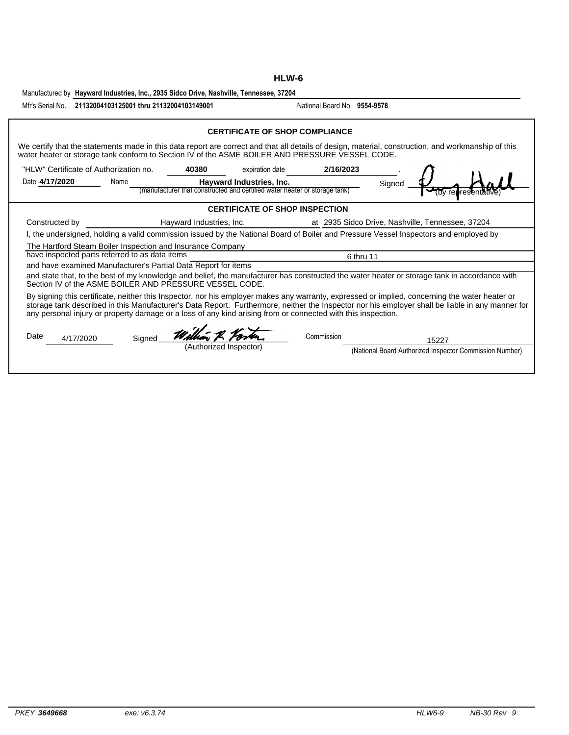# HLW-6

Manufactured by **Hayward Industries, Inc., 2935 Sidco Drive, Nashville, Tennessee, 37204**

Mfr's Serial No. **21132004103125001 thru 21132004103149001** National Board No. **9554-9578**

## CERTIFICATE OF SHOP COMPLIANCE

We certify that the statements made in this data report are correct and that all details of design, material, construction, and workmanship of this water heater or storage tank conform to Section IV of the ASME BOILER AND PRESSURE VESSEL CODE.

"HLW" Certificate of Authorization no. **40380** expiration date **2/16/2023**.

Date **4/17/2020** Name **Hayward Industries, Inc.** Signed Perry Hall
(manufacturer that constructed and certified water heater or storage tank) (by representative)

## CERTIFICATE OF SHOP INSPECTION

Constructed by Hayward Industries, Inc. at 2935 Sidco Drive, Nashville, Tennessee, 37204

I, the undersigned, holding a valid commission issued by the National Board of Boiler and Pressure Vessel Inspectors and employed by The Hartford Steam Boiler Inspection and Insurance Company

have inspected parts referred to as data items 6 thru 11

and have examined Manufacturer's Partial Data Report for items

and state that, to the best of my knowledge and belief, the manufacturer has constructed the water heater or storage tank in accordance with Section IV of the ASME BOILER AND PRESSURE VESSEL CODE.

By signing this certificate, neither this Inspector, nor his employer makes any warranty, expressed or implied, concerning the water heater or storage tank described in this Manufacturer's Data Report. Furthermore, neither the Inspector nor his employer shall be liable in any manner for any personal injury or property damage or a loss of any kind arising from or connected with this inspection.

Date 4/17/2020 Signed William R. Foster (Authorized Inspector) Commission 15227 (National Board Authorized Inspector Commission Number)

*PKEY 3649668* *exe: v6.3.74* *HLW6-9* *NB-30 Rev 9*